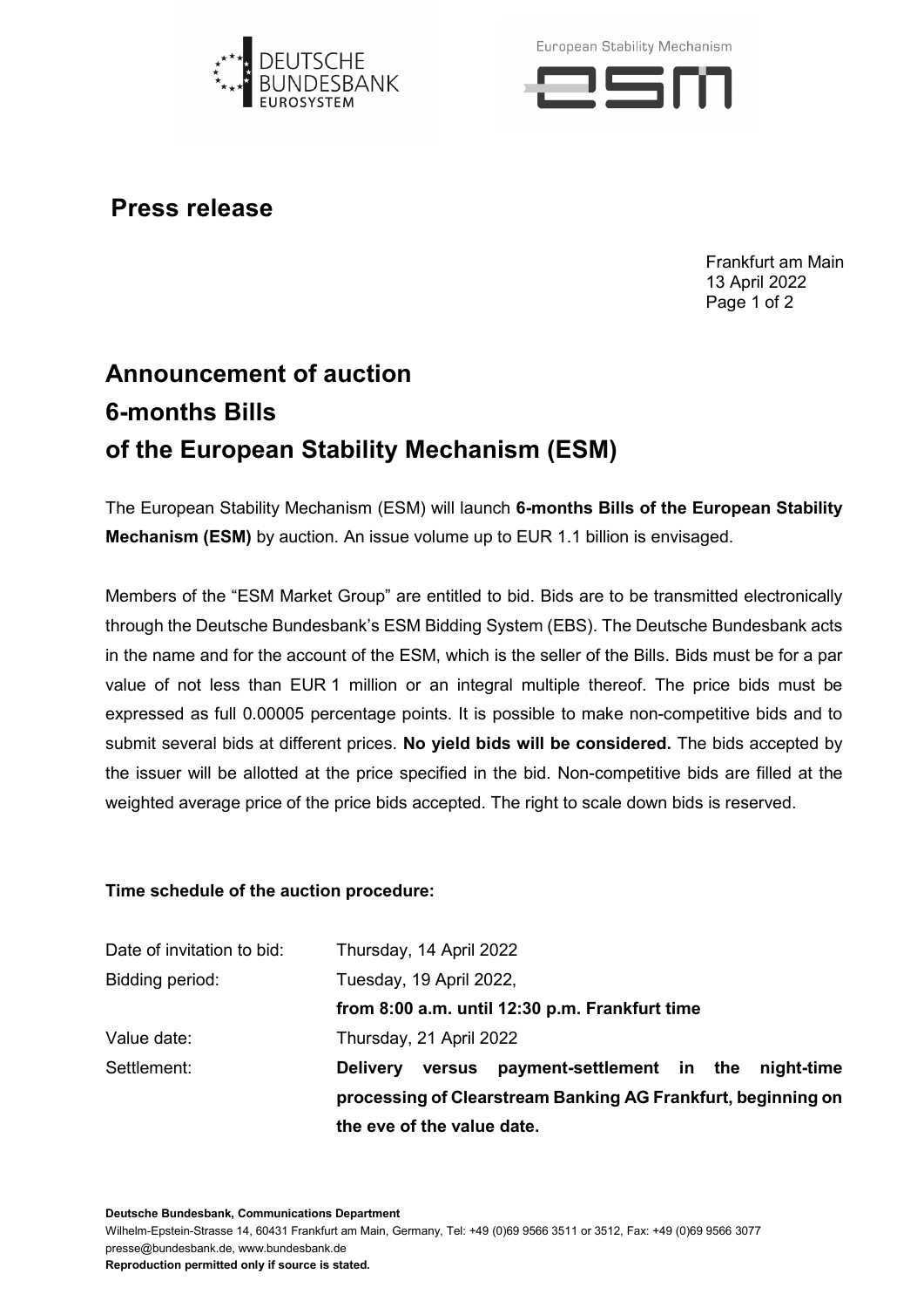## Press release

Frankfurt am Main
13 April 2022

# Announcement of auction 6-months Bills of the European Stability Mechanism (ESM)

The European Stability Mechanism (ESM) will launch **6-months Bills of the European Stability Mechanism (ESM)** by auction. An issue volume up to EUR 1.1 billion is envisaged.

Members of the "ESM Market Group" are entitled to bid. Bids are to be transmitted electronically through the Deutsche Bundesbank's ESM Bidding System (EBS). The Deutsche Bundesbank acts in the name and for the account of the ESM, which is the seller of the Bills. Bids must be for a par value of not less than EUR 1 million or an integral multiple thereof. The price bids must be expressed as full 0.00005 percentage points. It is possible to make non-competitive bids and to submit several bids at different prices. **No yield bids will be considered.** The bids accepted by the issuer will be allotted at the price specified in the bid. Non-competitive bids are filled at the weighted average price of the price bids accepted. The right to scale down bids is reserved.

**Time schedule of the auction procedure:**

| | |
|---|---|
| Date of invitation to bid: | Thursday, 14 April 2022 |
| Bidding period: | Tuesday, 19 April 2022, **from 8:00 a.m. until 12:30 p.m. Frankfurt time** |
| Value date: | Thursday, 21 April 2022 |
| Settlement: | **Delivery versus payment-settlement in the night-time processing of Clearstream Banking AG Frankfurt, beginning on the eve of the value date.** |

**Deutsche Bundesbank, Communications Department**
Wilhelm-Epstein-Strasse 14, 60431 Frankfurt am Main, Germany, Tel: +49 (0)69 9566 3511 or 3512, Fax: +49 (0)69 9566 3077
presse@bundesbank.de, www.bundesbank.de
**Reproduction permitted only if source is stated.**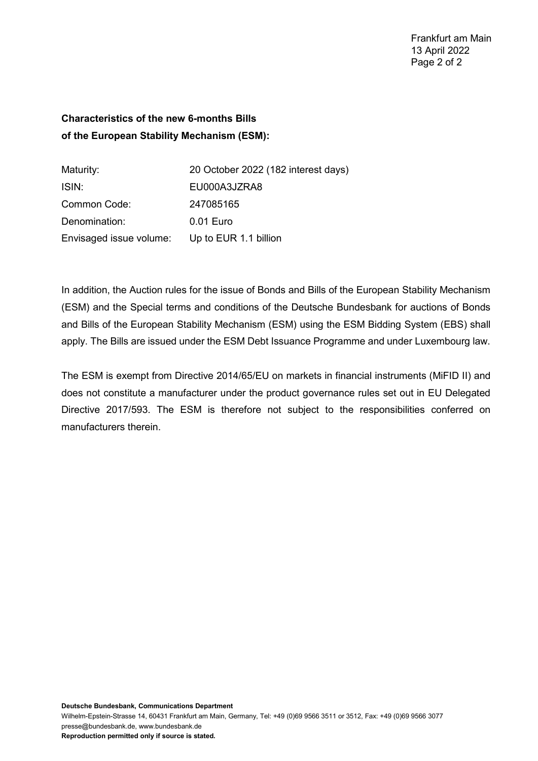**Characteristics of the new 6-months Bills of the European Stability Mechanism (ESM):**

| | |
|---|---|
| Maturity: | 20 October 2022 (182 interest days) |
| ISIN: | EU000A3JZRA8 |
| Common Code: | 247085165 |
| Denomination: | 0.01 Euro |
| Envisaged issue volume: | Up to EUR 1.1 billion |

In addition, the Auction rules for the issue of Bonds and Bills of the European Stability Mechanism (ESM) and the Special terms and conditions of the Deutsche Bundesbank for auctions of Bonds and Bills of the European Stability Mechanism (ESM) using the ESM Bidding System (EBS) shall apply. The Bills are issued under the ESM Debt Issuance Programme and under Luxembourg law.

The ESM is exempt from Directive 2014/65/EU on markets in financial instruments (MiFID II) and does not constitute a manufacturer under the product governance rules set out in EU Delegated Directive 2017/593. The ESM is therefore not subject to the responsibilities conferred on manufacturers therein.